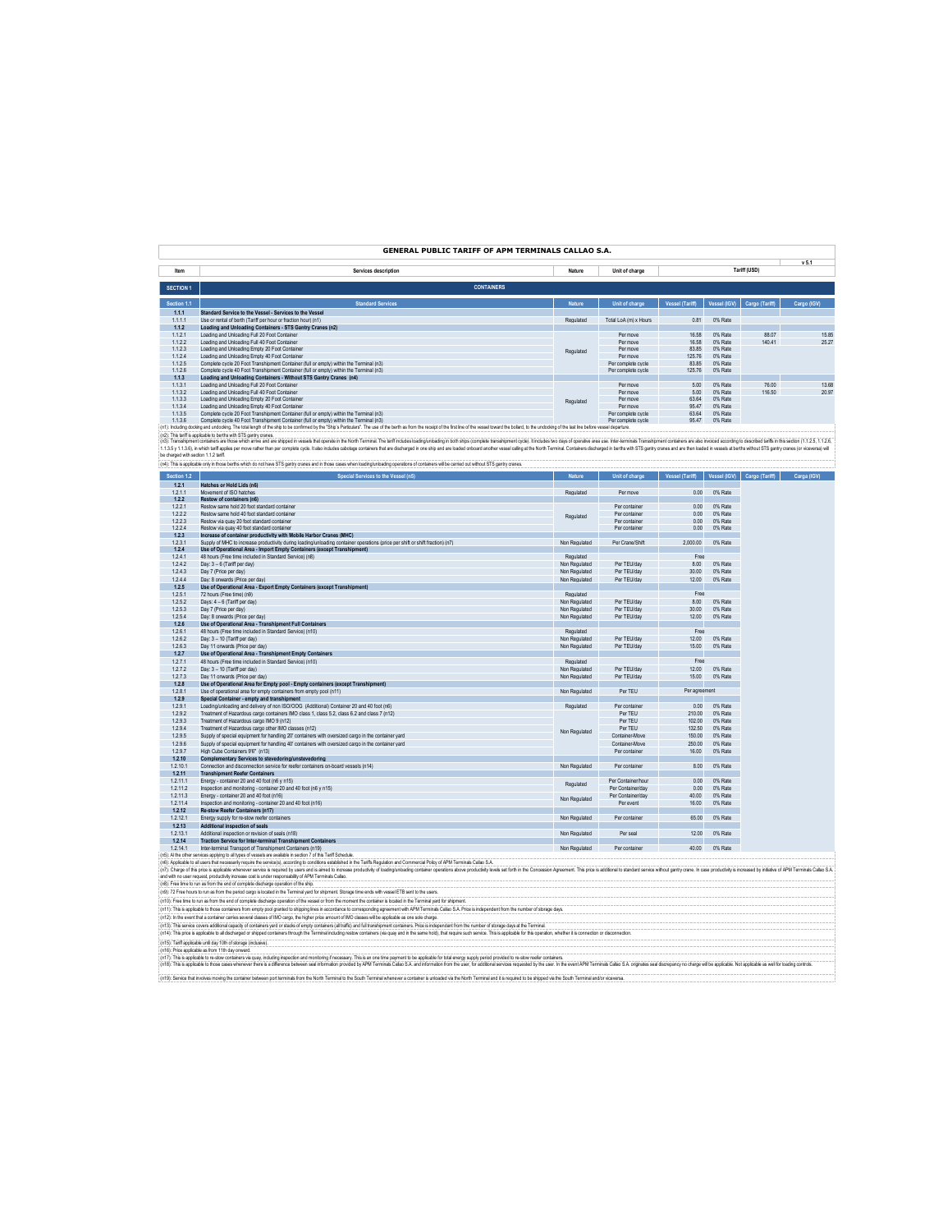# GENERAL PUBLIC TARIFF OF APM TERMINALS CALLAO S.A.

v 5.1

| Item | Services description | Nature | Unit of charge | Tariff (USD) | | | |
|---|---|---|---|---|---|---|---|
| **SECTION 1** | **CONTAINERS** | | | | | | |
| **Section 1.1** | **Standard Services** | **Nature** | **Unit of charge** | **Vessel (Tariff)** | **Vessel (IGV)** | **Cargo (Tariff)** | **Cargo (IGV)** |
| **1.1.1** | **Standard Service to the Vessel - Services to the Vessel** | | | | | | |
| 1.1.1.1 | Use or rental of berth (Tariff per hour or fraction hour) (n1) | Regulated | Total LoA (m) x Hours | 0.81 | 0% Rate | | |
| **1.1.2** | **Loading and Unloading Containers - STS Gantry Cranes (n2)** | | | | | | |
| 1.1.2.1 | Loading and Unloading Full 20 Foot Container | Regulated | Per move | 16.58 | 0% Rate | 88.07 | 15.85 |
| 1.1.2.2 | Loading and Unloading Full 40 Foot Container | | Per move | 16.58 | 0% Rate | 140.41 | 25.27 |
| 1.1.2.3 | Loading and Unloading Empty 20 Foot Container | | Per move | 83.85 | 0% Rate | | |
| 1.1.2.4 | Loading and Unloading Empty 40 Foot Container | | Per move | 125.76 | 0% Rate | | |
| 1.1.2.5 | Complete cycle 20 Foot Transhipment Container (full or empty) within the Terminal (n3) | | Per complete cycle | 83.85 | 0% Rate | | |
| 1.1.2.6 | Complete cycle 40 Foot Transhipment Container (full or empty) within the Terminal (n3) | | Per complete cycle | 125.76 | 0% Rate | | |
| **1.1.3** | **Loading and Unloading Containers - Without STS Gantry Cranes (n4)** | | | | | | |
| 1.1.3.1 | Loading and Unloading Full 20 Foot Container | Regulated | Per move | 5.00 | 0% Rate | 76.00 | 13.68 |
| 1.1.3.2 | Loading and Unloading Full 40 Foot Container | | Per move | 5.00 | 0% Rate | 116.50 | 20.97 |
| 1.1.3.3 | Loading and Unloading Empty 20 Foot Container | | Per move | 63.64 | 0% Rate | | |
| 1.1.3.4 | Loading and Unloading Empty 40 Foot Container | | Per move | 95.47 | 0% Rate | | |
| 1.1.3.5 | Complete cycle 20 Foot Transhipment Container (full or empty) within the Terminal (n3) | | Per complete cycle | 63.64 | 0% Rate | | |
| 1.1.3.6 | Complete cycle 40 Foot Transhipment Container (full or empty) within the Terminal (n3) | | Per complete cycle | 95.47 | 0% Rate | | |

(n1): Including docking and undocking. The total length of the ship to be confirmed by the "Ship's Particulars". The use of the berth as from the receipt of the first line of the vessel toward the bollard, to the undocking of the last line before vessel departure.

(n2): This tariff is applicable to berths with STS gantry cranes.

(n3): Transhipment containers are those which arrive and are shipped in vessels that operate in the North Terminal. The tariff includes loading/unloading in both ships (complete transhipment cycle). It includes two days of operative area use. Inter-terminals Transhipment containers are also invoiced according to described tariffs in this section (1.1.2.5, 1.1.2.6, 1.1.3.5 y 1.1.3.6), in which tariff applies per move rather than per complete cycle. It also includes cabotage containers that are discharged in one ship and are loaded onboard another vessel calling at the North Terminal. Containers discharged in berths with STS gantry cranes and are then loaded in vessels at berths without STS gantry cranes (or viceversa) will be charged with section 1.1.2 tariff.

(n4): This is applicable only in those berths which do not have STS gantry cranes and in those cases when loading/unloading operations of containers will be carried out without STS gantry cranes.

| Section 1.2 | Special Services to the Vessel (n5) | Nature | Unit of charge | Vessel (Tariff) | Vessel (IGV) | Cargo (Tariff) | Cargo (IGV) |
|---|---|---|---|---|---|---|---|
| **1.2.1** | **Hatches or Hold Lids (n6)** | | | | | | |
| 1.2.1.1 | Movement of ISO hatches | Regulated | Per move | 0.00 | 0% Rate | | |
| **1.2.2** | **Restow of containers (n6)** | | | | | | |
| 1.2.2.1 | Restow same hold 20 foot standard container | Regulated | Per container | 0.00 | 0% Rate | | |
| 1.2.2.2 | Restow same hold 40 foot standard container | | Per container | 0.00 | 0% Rate | | |
| 1.2.2.3 | Restow via quay 20 foot standard container | | Per container | 0.00 | 0% Rate | | |
| 1.2.2.4 | Restow via quay 40 foot standard container | | Per container | 0.00 | 0% Rate | | |
| **1.2.3** | **Increase of container productivity with Mobile Harbor Cranes (MHC)** | | | | | | |
| 1.2.3.1 | Supply of MHC to increase productivity during loading/unloading container operations (price per shift or shift fraction) (n7) | Non Regulated | Per Crane/Shift | 2,000.00 | 0% Rate | | |
| **1.2.4** | **Use of Operational Area - Import Empty Containers (except Transhipment)** | | | | | | |
| 1.2.4.1 | 48 hours (Free time included in Standard Service) (n8) | Regulated | | Free | | | |
| 1.2.4.2 | Day: 3 – 6 (Tariff per day) | Non Regulated | Per TEU/day | 8.00 | 0% Rate | | |
| 1.2.4.3 | Day 7 (Price per day) | Non Regulated | Per TEU/day | 30.00 | 0% Rate | | |
| 1.2.4.4 | Day: 8 onwards (Price per day) | Non Regulated | Per TEU/day | 12.00 | 0% Rate | | |
| **1.2.5** | **Use of Operational Area - Export Empty Containers (except Transhipment)** | | | | | | |
| 1.2.5.1 | 72 hours (Free time) (n9) | Regulated | | Free | | | |
| 1.2.5.2 | Days: 4 – 6 (Tariff per day) | Non Regulated | Per TEU/day | 8.00 | 0% Rate | | |
| 1.2.5.3 | Day 7 (Price per day) | Non Regulated | Per TEU/day | 30.00 | 0% Rate | | |
| 1.2.5.4 | Day: 8 onwards (Price per day) | Non Regulated | Per TEU/day | 12.00 | 0% Rate | | |
| **1.2.6** | **Use of Operational Area - Transhipment Full Containers** | | | | | | |
| 1.2.6.1 | 48 hours (Free time included in Standard Service) (n10) | Regulated | | Free | | | |
| 1.2.6.2 | Day: 3 – 10 (Tariff per day) | Non Regulated | Per TEU/day | 12.00 | 0% Rate | | |
| 1.2.6.3 | Day 11 onwards (Price per day) | Non Regulated | Per TEU/day | 15.00 | 0% Rate | | |
| **1.2.7** | **Use of Operational Area - Transhipment Empty Containers** | | | | | | |
| 1.2.7.1 | 48 hours (Free time included in Standard Service) (n10) | Regulated | | Free | | | |
| 1.2.7.2 | Day: 3 – 10 (Tariff per day) | Non Regulated | Per TEU/day | 12.00 | 0% Rate | | |
| 1.2.7.3 | Day 11 onwards (Price per day) | Non Regulated | Per TEU/day | 15.00 | 0% Rate | | |
| **1.2.8** | **Use of Operational Area for Empty pool - Empty containers (except Transhipment)** | | | | | | |
| 1.2.8.1 | Use of operational area for empty containers from empty pool (n11) | Non Regulated | Per TEU | Per agreement | | | |
| **1.2.9** | **Special Container - empty and transhipment** | | | | | | |
| 1.2.9.1 | Loading/unloading and delivery of non ISO/OOG (Additional) Container 20 and 40 foot (n6) | Regulated | Per container | 0.00 | 0% Rate | | |
| 1.2.9.2 | Treatment of Hazardous cargo containers IMO class 1, class 5.2, class 6.2 and class 7 (n12) | Non Regulated | Per TEU | 210.00 | 0% Rate | | |
| 1.2.9.3 | Treatment of Hazardous cargo IMO 9 (n12) | | Per TEU | 102.00 | 0% Rate | | |
| 1.2.9.4 | Treatment of Hazardous cargo other IMO classes (n12) | | Per TEU | 132.50 | 0% Rate | | |
| 1.2.9.5 | Supply of special equipment for handling 20' containers with oversized cargo in the container yard | | Container-Move | 150.00 | 0% Rate | | |
| 1.2.9.6 | Supply of special equipment for handling 40' containers with oversized cargo in the container yard | | Container-Move | 250.00 | 0% Rate | | |
| 1.2.9.7 | High Cube Containers 9'6" (n13) | | Per container | 16.00 | 0% Rate | | |
| **1.2.10** | **Complementary Services to stevedoring/unstevedoring** | | | | | | |
| 1.2.10.1 | Connection and disconnection service for reefer containers on-board vessels (n14) | Non Regulated | Per container | 8.00 | 0% Rate | | |
| **1.2.11** | **Transhipment Reefer Containers** | | | | | | |
| 1.2.11.1 | Energy - container 20 and 40 foot (n6 y n15) | Regulated | Per Container/hour | 0.00 | 0% Rate | | |
| 1.2.11.2 | Inspection and monitoring - container 20 and 40 foot (n6 y n15) | | Per Container/day | 0.00 | 0% Rate | | |
| 1.2.11.3 | Energy - container 20 and 40 foot (n16) | Non Regulated | Per Container/day | 40.00 | 0% Rate | | |
| 1.2.11.4 | Inspection and monitoring - container 20 and 40 foot (n16) | | Per event | 16.00 | 0% Rate | | |
| **1.2.12** | **Re-stow Reefer Containers (n17)** | | | | | | |
| 1.2.12.1 | Energy supply for re-stow reefer containers | Non Regulated | Per container | 65.00 | 0% Rate | | |
| **1.2.13** | **Additional inspection of seals** | | | | | | |
| 1.2.13.1 | Additional inspection or revision of seals (n18) | Non Regulated | Per seal | 12.00 | 0% Rate | | |
| **1.2.14** | **Traction Service for Inter-terminal Transhipment Containers** | | | | | | |
| 1.2.14.1 | Inter-terminal Transport of Transhipment Containers (n19) | Non Regulated | Per container | 40.00 | 0% Rate | | |

(n5): At the other services applying to all types of vessels are available in section 7 of this Tariff Schedule.

(n6): Applicable to all users that necessarily require the service(s), according to conditions established in the Tariffs Regulation and Commercial Policy of APM Terminals Callao S.A.

(n7): Charge of this price is applicable whenever service is required by users and is aimed to increase productivity of loading/unloading container operations above productivity levels set forth in the Concession Agreement. This price is additional to standard service without gantry crane. In case productivity is increased by initiative of APM Terminals Callao S.A. and with no user request, productivity increase cost is under responsability of APM Terminals Callao.

(n8): Free time to run as from the end of complete discharge operation of the ship.

(n9): 72 Free hours to run as from the period cargo is located in the Terminal yard for shipment. Storage time ends with vessel ETB sent to the users.

(n10): Free time to run as from the end of complete discharge operation of the vessel or from the moment the container is located in the Terminal yard for shipment.

(n11): This is applicable to those containers from empty pool granted to shipping lines in accordance to corresponding agreement with APM Terminals Callao S.A. Price is independent from the number of storage days.

(n12): In the event that a container carries several classes of IMO cargo, the higher price amount of IMO classes will be applicable as one sole charge.

(n13): This service covers additional capacity of containers yard or stacks of empty containers (all traffic) and full transhipment containers. Price is independent from the number of storage days at the Terminal.

(n14): This price is applicable to all discharged or shipped containers through the Terminal including restow containers (via quay and in the same hold), that require such service. This is applicable for this operation, whether it is connection or disconnection.

(n15): Tariff applicable until day 10th of storage (inclusive).

(n16): Price applicable as from 11th day onward.

(n17): This is applicable to re-stow containers via quay, including inspection and monitoring if necessary. This is an one time payment to be applicable for total energy supply period provided to re-stow reefer containers.

(n18): This is applicable to those cases whenever there is a difference between seal information provided by APM Terminals Callao S.A. and information from the user, for additional services requested by the user. In the event APM Terminals Callao S.A. originates seal discrepancy no charge will be applicable. Not applicable as well for loading controls.

(n19): Service that involves moving the container between port terminals from the North Terminal to the South Terminal whenever a container is unloaded via the North Terminal and it is required to be shipped via the South Terminal and/or viceversa.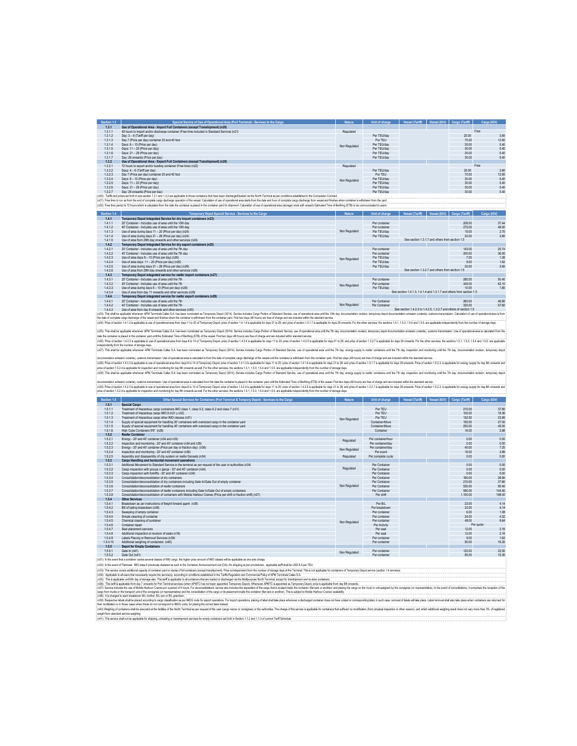| Section 1.3 | Special Service of Use of Operational Area (Port Terminal) - Services to the Cargo | Nature | Unit of charge | Vessel (Tariff) | Vessel (IGV) | Cargo (Tariff) | Cargo (IGV) |
|---|---|---|---|---|---|---|---|
| 1.3.1 | Use of Operational Area - Import Full Containers (except Transhipment) (n20) | | | | | | |
| 1.3.1.1 | 48 hours to import and/or discharge container (Free time included in Standard Service) (n21) | Regulated | | | | Free | |
| 1.3.1.2 | Day: 3 – 6 (Tariff per day) | Non Regulated | Per TEU/day | | | 20.00 | 3.60 |
| 1.3.1.3 | Day 7 (Price per day) container 20 and 40 foot | | Per TEU | | | 70.00 | 12.60 |
| 1.3.1.4 | Days: 8 – 10 (Price per day) | | Per TEU/day | | | 30.00 | 5.40 |
| 1.3.1.5 | Days: 11 – 20 (Price per day) | | Per TEU/day | | | 30.00 | 5.40 |
| 1.3.1.6 | Days: 21 – 28 (Price per day) | | Per TEU/day | | | 30.00 | 5.40 |
| 1.3.1.7 | Day: 29 onwards (Price per day) | | Per TEU/day | | | 30.00 | 5.40 |
| 1.3.2 | Use of Operational Area - Export Full Containers (except Transhipment) (n20) | | | | | | |
| 1.3.2.1 | 72 hours to export and/or loading container (Free time) (n22) | Regulated | | | | Free | |
| 1.3.2.2 | Days: 4 – 6 (Tariff per day) | Non Regulated | Per TEU/day | | | 20.00 | 3.60 |
| 1.3.2.3 | Day 7 (Price per day) container 20 and 40 foot | | Per TEU | | | 70.00 | 12.60 |
| 1.3.2.4 | Days: 8 – 10 (Price per day) | | Per TEU/day | | | 30.00 | 5.40 |
| 1.3.2.5 | Days: 11 – 20 (Price per day) | | Per TEU/day | | | 30.00 | 5.40 |
| 1.3.2.6 | Days: 21 – 28 (Price per day) | | Per TEU/day | | | 30.00 | 5.40 |
| 1.3.2.7 | Day: 29 onwards (Price per day) | | Per TEU/day | | | 30.00 | 5.40 |

(n20): Tariffs and prices set forth in sub-section 1.3.1 and 1.3.2 are applicable to those containers that have been discharged/loaded via the North Terminal as per conditions established in the Concession Contract.

(n21): Free time to run as from the end of complete cargo discharge operation of the vessel. Calculation of use of operational area starts from the date and hour of complete cargo discharge from vessel and finishes when container is withdrawn from the yard.

(n22): Free time period is 72 hours which is calculated from the date the container is placed in the container yard for shipment. Calculation of use of operational area (storage) ends with vessel's Estimated Time of Berthing (ETB) to be communicated to users.

| Section 1.4 | Temporary Depot Special Service - Services to the Cargo | Nature | Unit of charge | Vessel (Tariff) | Vessel (IGV) | Cargo (Tariff) | Cargo (IGV) |
|---|---|---|---|---|---|---|---|
| 1.4.1 | Temporary Depot Integrated Service for dry import containers (n23) | | | | | | |
| 1.4.1.1 | 20' Container - Includes use of area until the 10th day | Non Regulated | Per container | | | 208.00 | 37.44 |
| 1.4.1.2 | 40' Container - Includes use of area until the 10th day | | Per container | | | 275.00 | 49.50 |
| 1.4.1.3 | Use of area during days 11 – 20 (Price per day) (n24) | | Per TEU/day | | | 15.00 | 2.70 |
| 1.4.1.4 | Use of area during days 21 – 28 (Price per day) (n24) | | Per TEU/day | | | 20.00 | 3.60 |
| 1.4.1.5 | Use of area from 29th day onwards and other services (n24) | | See section 1.3.1.7 and others from section 1.5 | | | | |
| 1.4.2 | Temporary Depot Integrated Service for dry export containers (n25) | | | | | | |
| 1.4.2.1 | 20' Container - Includes use of area until the 7th day | Non Regulated | Per container | | | 143.00 | 25.74 |
| 1.4.2.2 | 40' Container - Includes use of area until the 7th day | | Per container | | | 200.00 | 36.00 |
| 1.4.2.3 | Use of area days 8 – 10 (Price per day) (n26) | | Per TEU/day | | | 7.00 | 1.26 |
| 1.4.2.4 | Use of area days 11 – 20 (Price per day) (n26) | | Per TEU/day | | | 9.00 | 1.62 |
| 1.4.2.5 | Use of area during days 21 – 28 (Price per day) (n26) | | Per TEU/day | | | 20.00 | 3.60 |
| 1.4.2.6 | Use of area from 29th day onwards and other services (n26) | | See section 1.3.2.7 and others from section 1.5 | | | | |
| 1.4.3 | Temporary Depot integrated service for reefer import containers (n27) | | | | | | |
| 1.4.3.1 | 20' Container - Includes use of area until the 7th | Non Regulated | Per container | | | 280.00 | 50.40 |
| 1.4.3.2 | 40' Container - Includes use of area until the 7th | | Per container | | | 345.00 | 62.10 |
| 1.4.3.3 | Use of area during days 8 – 10 (Price per day) (n28) | | Per TEU/day | | | 10.00 | 1.80 |
| 1.4.3.4 | Use of area from day 11 onwards and other services (n28) | | See section 1.4.1.3, 1.4.1.4 and 1.3.1.7 and others from section 1.5 | | | | |
| 1.4.4 | Temporary Depot integrated service for reefer export containers (n29) | | | | | | |
| 1.4.4.1 | 20' Container - Includes use of area until the 7th | Non Regulated | Per Container | | | 260.00 | 46.80 |
| 1.4.4.2 | 40' Container - Includes use of area until the 7th | | Per Container | | | 320.00 | 57.60 |
| 1.4.4.3 | Use of area from day 8 onwards and other services (n30) | | See section 1.4.2.3 to 1.4.2.5, 1.3.2.7 and others of section 1.5 | | | | |

(n23): This shall be applicable whenever APM Terminals Callao S.A. has been nominated as Temporary Depot (3014). Service includes Cargo Portion of Standard Service, use of operational area until the 10th day, documentation revision, temporary depot documentation emission (volante), customs transmission. Calculation of use of operational area is from the date of complete cargo discharge of the vessel and finishes when the container is withdrawn from the container yard. First two days (48 hours) are free of charge and are included within the standard service.

(n24): Price of section 1.4.1.3 is applicable to use of operational area from days 11 to 20 of Temporary Depot; price of section 1.4.1.4 is applicable for days 21 to 28; and price of section 1.3.1.7 is applicable for days 29 onwards. For the other services, the sections 1.5.1, 1.5.3, 1.5.4 and 1.5.5. are applicable independently from the number of storage days.

(n25): This shall be applicable whenever APM Terminals Callao S.A. has been nominated as Temporary Depot (3014). Service includes Cargo Portion of Standard Service, use of operational area until the 7th day, documentation revision, temporary depot documentation emission (volante), customs transmission. Use of operational area is calculated from the date the container is placed in the container yard until the Estimated Time of Berthing (ETB) of the vessel. First two days (48 hours) are free of charge and are included within standard service.

(n26): Price of section 1.4.2.3 is applicable to use of operational area from days 8 to 10 of Temporary Depot; price of section 1.4.2.4 is applicable for days 11 to 20; price of section 1.4.2.5 is applicable for days 21 to 28; and price of section 1.3.2.7 is applicable for days 29 onwards. For the other services, the sections 1.5.1, 1.5.3, 1.5.4 and 1.5.5. are applicable independently from the number of storage days.

(n27): This shall be applicable whenever APM Terminals Callao S.A. has been nominated as Temporary Depot (3014). Service includes Cargo Portion of Standard Service, use of operational area until the 7th day, energy supply to reefer containers until the 7th day, inspection and monitoring until the 7th day, documentation revision, temporary depot documentation emission (volante), customs transmission. Use of operational area is calculated from the date of complete cargo discharge of the vessel until the container is withdrawn from the container yard. First two days (48 hours) are free of charge and are included within the standard service.

(n28): Price of section 1.4.3.3 is applicable to use of operational area from days 8 to 10 of Temporary Depot; price of section 1.4.1.3 is applicable for days 11 to 20; price of section 1.4.1.4 is applicable for days 21 to 28; and price of section 1.3.1.7 is applicable for days 29 onwards. Price of section 1.5.2.3. is applicable for energy supply for day 8th onwards and price of section 1.5.2.4 is applicable for inspection and monitoring for day 8th onwards as well. For the other services, the sections 1.5.1, 1.5.3, 1.5.4 and 1.5.5. are applicable independently from the number of storage days.

(n29): This shall be applicable whenever APM Terminals Callao S.A. has been nominated as Temporary Depot (3014). Service includes Cargo Portion of Standard Service, use of operational area until the 7th day, energy supply to reefer containers until the 7th day, inspection and monitoring until the 7th day, documentation revision, temporary depot documentation emission (volante), customs transmission. Use of operational area is calculated from the date the container is placed in the container yard until the Estimated Time of Berthing (ETB) of the vessel. First two days (48 hours) are free of charge and are included within the standard service.

(n30): Price of section 1.4.2.3 is applicable to use of operational area from days 8 to 10 of Temporary Depot; price of section 1.4.2.4 is applicable for days 11 to 20; price of section 1.4.2.5 is applicable for days 21 to 28; and price of section 1.3.2.7 is applicable for days 29 onwards. Price of section 1.5.2.3. is applicable for energy supply for day 8th onwards and price of section 1.5.2.4 is applicable for inspection and monitoring for day 8th onwards as well. For the other services, the sections 1.5.1, 1.5.3, 1.5.4 and 1.5.5. are applicable independently from the number of storage days.

| Section 1.5 | Other Special Services for Containers (Port Terminal & Tempory Depot) - Services to the Cargo | Nature | Unit of charge | Vessel (Tariff) | Vessel (IGV) | Cargo (Tariff) | Cargo (IGV) |
|---|---|---|---|---|---|---|---|
| 1.5.1 | Special Cargo | | | | | | |
| 1.5.1.1 | Treatment of Hazardous cargo containers IMO class 1, class 5.2, class 6.2 and class 7 (n31) | Non Regulated | Per TEU | | | 210.00 | 37.80 |
| 1.5.1.2 | Treatment of Hazardous cargo IMO 9 (n31 y n32) | | Per TEU | | | 102.00 | 18.36 |
| 1.5.1.3 | Treatment of Hazardous cargo other IMO classes (n31) | | Per TEU | | | 132.50 | 23.85 |
| 1.5.1.4 | Supply of special equipment for handling 20' containers with oversized cargo in the container yard | | Container-Move | | | 150.00 | 27.00 |
| 1.5.1.5 | Supply of special equipment for handling 40' containers with oversized cargo in the container yard | | Container-Move | | | 250.00 | 45.00 |
| 1.5.1.6 | High Cube Containers 9'6" (n29) | | Container | | | 16.00 | 2.88 |
| 1.5.2 | Reefer Container | | | | | | |
| 1.5.2.1 | Energy - 20' and 40' container (n34 and n35) | Regulated | Per container/hour | | | 0.00 | 0.00 |
| 1.5.2.2 | Inspection and monitoring - 20' and 40' container (n34 and n35) | | Per container/day | | | 0.00 | 0.00 |
| 1.5.2.3 | Energy - 20' and 40' container (Price per day or fraction day) (n36) | Non Regulated | Per container/day | | | 40.00 | 7.20 |
| 1.5.2.4 | Inspection and monitoring - 20' and 40' container (n36) | | Per event | | | 16.00 | 2.88 |
| 1.5.2.5 | Assembly and disassembly of clip system on reefer Gensets (n34) | Regulated | Per complete cycle | | | 0.00 | 0.00 |
| 1.5.3 | Cargo Handling and horizontal movement operations | | | | | | |
| 1.5.3.1 | Additional Movement to Standard Service in the terminal as per request of the user or authorities (n34) | Regulated | Per Container | | | 0.00 | 0.00 |
| 1.5.3.2 | Cargo inspection with groups o gangs - 20' and 40' container (n34) | | Per Container | | | 0.00 | 0.00 |
| 1.5.3.3 | Cargo inspection with forklifts - 20' and 40' container (n34) | | Per Container | | | 0.00 | 0.00 |
| 1.5.3.4 | Consolidation/deconsolidation of dry containers | Non Regulated | Per Container | | | 160.00 | 28.80 |
| 1.5.3.5 | Consolidation/deconsolidation of dry containers including Gate In/Gate Out of empty container | | Per Container | | | 210.00 | 37.80 |
| 1.5.3.6 | Consolidation/deconsolidation of reefer containers | | Per Container | | | 530.00 | 95.40 |
| 1.5.3.7 | Consolidation/deconsolidation of reefer containers including Gate In/Gate Out of empty containers | | Per Container | | | 580.00 | 104.40 |
| 1.5.3.8 | Consolidation/deconsolidation of containers with Mobile Harbour Cranes (Price per shift or fraction shift) (n37) | | Per shift | | | 1,100.00 | 198.00 |
| 1.5.4 | Other Services | | | | | | |
| 1.5.4.1 | Breakdown as per instructions of freight forward agent (n38) | Non Regulated | Per B/L | | | 23.00 | 4.14 |
| 1.5.4.2 | Bill of lading breakdown (n38) | | Per breakdown | | | 23.00 | 4.14 |
| 1.5.4.3 | Sweeping of empty container | | Per container | | | 6.00 | 1.08 |
| 1.5.4.4 | Simple cleaning of container | | Per container | | | 24.00 | 4.32 |
| 1.5.4.5 | Chemical cleaning of container | | Per container | | | 48.00 | 8.64 |
| 1.5.4.6 | Container repair | | Per Activity | | | Per quote | |
| 1.5.4.7 | Seal placement services | | Per seal | | | 12.00 | 2.16 |
| 1.5.4.8 | Additional inspection or revision of seals (n18) | | Per seal | | | 12.00 | 2.16 |
| 1.5.4.9 | Labels Placing or Removal Services (n39) | | Per container | | | 9.00 | 1.62 |
| 1.5.4.10 | Additional weighing of containers (n40) | | Per container | | | 90.00 | 16.20 |
| 1.5.5 | Depot for Empty Containers | | | | | | |
| 1.5.5.1 | Gate In (n41) | Non Regulated | Per container | | | 125.00 | 22.50 |
| 1.5.5.2 | Gate Out (n41) | | Per container | | | 85.00 | 15.30 |

(n31): In the event that a container carries several classes of IMO cargo, the higher price amount of IMO classes will be applicable as one sole charge.

(n32): In the event of Fishmeal - IMO class 9 previously declared as such in the Container Announcement List (CAL) for shipping as per procedures - applicable tariff shall be USD 8.5 per TEU.

(n33): This service covers additional capacity of container yard or stacks of full containers (except transhipment). Price is independent from the number of storage days at the Terminal. This is not applicable for containers of Temporary Depot service (section 1.4 services).

(n34): Applicable to all users that necessarily require the service(s), according to conditions established in the Tariffs Regulation and Commercial Policy of APM Terminals Callao S.A.

(n35): This is applicable until 6th day of storage also. This tariff is applicable to all containers that are loaded or discharged via the Multipurpose North Terminal, except for transhipment and re-stow containers.

(n36): This tariff is applicable from day 7 onwards for Port Terminal services (when APMTC has not been appointed Temporary Depot). Whenever APMTC is appointed as Temporary Depot, price is applicable from day 8th onwards.

(n37): Service includes the use of Mobile Harbour Cranes for a period of 4 hours. For deconsolidations, service also includes the separation of the cargo that is located inside the container (flat rack or another) and placing the cargo on the truck or unit assigned by the consignee (or representative). In the event of consolidations, it comprises the reception of the cargo from trucks or the transport unit of the consignee (or representative) and the consolidation of the cargo or its placement inside the container (flat rack or another). This is subject to Mobile Harbour Cranes' availability.

(n38): It is charged to each breakdown B/L mother, B/L son or B/L grandson.

(n39): Respective labels shall be placed according to cargo classification as per IMDG code for export operations. For import operations, placing of label shall take place whenever a discharged container does not have a label or corresponding label, in such case, removal of labels will take place. Label removal shall also take place when containers are returned for their reutilization or in those cases when these do not correspond to IMDG code, for placing the correct label instead.

(n40) Weighing of containers shall be executed at the facilities of the North Terminal as per request of the user (cargo owner or consignee) or the authorities. The charge of this service is applicable for containers that suffered no modification (from physical inspection or other reason), and which additional weighing result does not vary more than 3% of registered weight from standard service weighing.

(n41): This service shall not be applicable for shipping, unloading or transhipment services for empty containers set forth in Section 1.1.2 and 1.1.3 of current Tariff Schedule.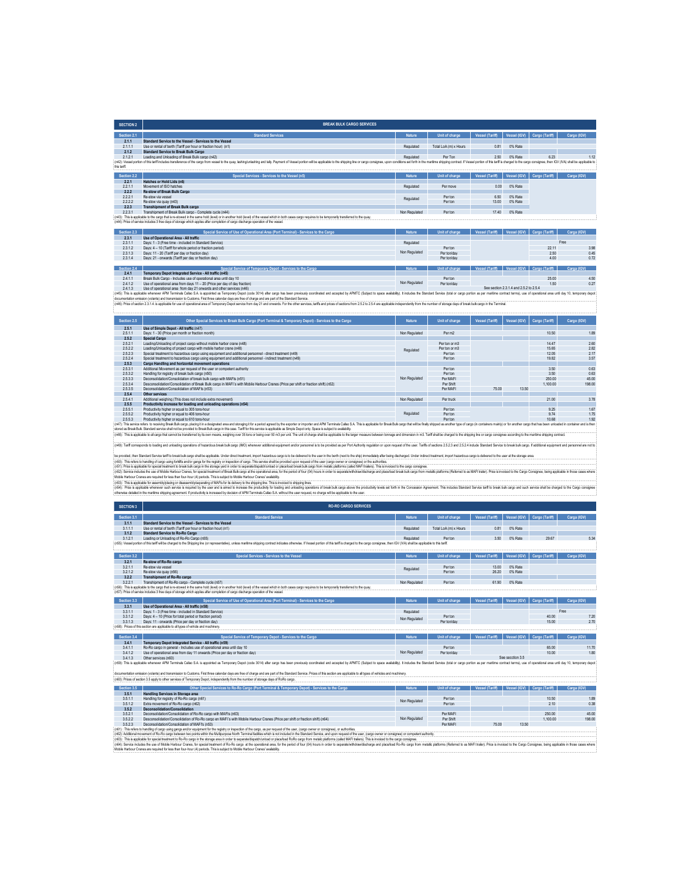## SECTION 2 — BREAK BULK CARGO SERVICES

| Section 2.1 | Standard Services | Nature | Unit of charge | Vessel (Tariff) | Vessel (IGV) | Cargo (Tariff) | Cargo (IGV) |
|---|---|---|---|---|---|---|---|
| 2.1.1 | **Standard Service to the Vessel - Services to the Vessel** | | | | | | |
| 2.1.1.1 | Use or rental of berth (Tariff per hour or fraction hour) (n1) | Regulated | Total LoA (m) x Hours | 0.81 | 0% Rate | | |
| 2.1.2 | **Standard Service to Break Bulk Cargo** | | | | | | |
| 2.1.2.1 | Loading and Unloading of Break Bulk cargo (n42) | Regulated | Per Ton | 2.50 | 0% Rate | 6.23 | 1.12 |

(n42): Vessel portion of this tariff includes transference of the cargo from vessel to the quay, lashing/unlashing and tally. Payment of Vessel portion will be applicable to the shipping line or cargo consignee, upon conditions set forth in the maritime shipping contract. If Vessel portion of this tariff is charged to the cargo consignee, then IGV (VAT) shall be applicable to this tariff.

| Section 2.2 | Special Services - Services to the Vessel (n5) | Nature | Unit of charge | Vessel (Tariff) | Vessel (IGV) | Cargo (Tariff) | Cargo (IGV) |
|---|---|---|---|---|---|---|---|
| 2.2.1 | **Hatches or Hold Lids (n6)** | | | | | | |
| 2.2.1.1 | Movement of ISO hatches | Regulated | Per move | 0.00 | 0% Rate | | |
| 2.2.2 | **Re-stow of Break Bulk Cargo** | | | | | | |
| 2.2.2.1 | Re-stow via vessel | Regulated | Per ton | 6.50 | 0% Rate | | |
| 2.2.2.2 | Re-stow via quay (n43) | | Per ton | 13.00 | 0% Rate | | |
| 2.2.3 | **Transhipment of Break Bulk cargo** | | | | | | |
| 2.2.3.1 | Transhipment of Break Bulk cargo - Complete cycle (n44) | Non Regulated | Per ton | 17.40 | 0% Rate | | |

(n43): This is applicable to the cargo that is re-stowed in the same hold (level) or in another hold (level) of the vessel which in both cases cargo requires to be temporarily transferred to the quay.
(n44): Price of service includes 3 free days of storage which applies after completion of cargo discharge operation of the vessel.

| Section 2.3 | Special Service of Use of Operational Area (Port Terminal) - Services to the Cargo | Nature | Unit of charge | Vessel (Tariff) | Vessel (IGV) | Cargo (Tariff) | Cargo (IGV) |
|---|---|---|---|---|---|---|---|
| 2.3.1 | **Use of Operational Area - All traffic** | | | | | | |
| 2.3.1.1 | Days: 1 - 3 (Free time - included in Standard Service) | Regulated | | | | Free | |
| 2.3.1.2 | Days: 4 – 10 (Tariff for whole period or fraction period) | Non Regulated | Per ton | | | 22.11 | 3.98 |
| 2.3.1.3 | Days: 11 - 20 (Tariff per day or fraction day) | | Per ton/day | | | 2.50 | 0.45 |
| 2.3.1.4 | Days: 21 - onwards (Tariff per day or fraction day) | | Per ton/day | | | 4.00 | 0.72 |

| Section 2.4 | Special Service of Temporary Depot - Services to the Cargo | Nature | Unit of charge | Vessel (Tariff) | Vessel (IGV) | Cargo (Tariff) | Cargo (IGV) |
|---|---|---|---|---|---|---|---|
| 2.4.1 | **Temporary Depot Integrated Service - All traffic (n45)** | | | | | | |
| 2.4.1.1 | Break Bulk Cargo - Includes use of operational area until day 10 | Non Regulated | Per ton | | | 25.00 | 4.50 |
| 2.4.1.2 | Use of operational area from days 11 – 20 (Price per day of day fraction) | | Per ton/day | | | 1.50 | 0.27 |
| 2.4.1.3 | Use of operational area from day 21 onwards and other services (n46) | | | See section 2.3.1.4 and 2.5.2 to 2.5.4 | | | |

(n45): This is applicable whenever APM Terminals Callao S.A. is appointed as Temporary Depot (code 3014) after cargo has been previously coordinated and accepted by APMTC (Subject to space availability). It includes the Standard Service (total or cargo portion as per maritime contract terms), use of operational area until day 10, temporary depot documentation emission (volante) and transmission to Customs. First three calendar days are free of charge and are part of the Standard Service.
(n46): Price of section 2.3.1.4. is applicable for use of operational area of Temporary Depot service from day 21 and onwards. For the other services, tariffs and prices of sections from 2.5.2 to 2.5.4 are applicable independently from the number of storage days of break bulk cargo in the Terminal.

| Section 2.5 | Other Special Services to Break Bulk Cargo (Port Terminal & Temporary Depot) - Services to the Cargo | Nature | Unit of charge | Vessel (Tariff) | Vessel (IGV) | Cargo (Tariff) | Cargo (IGV) |
|---|---|---|---|---|---|---|---|
| 2.5.1 | **Use of Simple Depot - All traffic (n47)** | | | | | | |
| 2.5.1.1 | Days: 1 - 30 (Price per month or fraction month) | Non Regulated | Per m2 | | | 10.50 | 1.89 |
| 2.5.2 | **Special Cargo** | | | | | | |
| 2.5.2.1 | Loading/Unloading of project cargo without mobile harbor crane (n48) | Regulated | Per ton or m3 | | | 14.47 | 2.60 |
| 2.5.2.2 | Loading/Unloading of project cargo with mobile harbor crane (n48) | | Per ton or m3 | | | 15.65 | 2.82 |
| 2.5.2.3 | Special treatment to hazardous cargo using equipment and additional personnel - direct treatment (n49) | | Per ton | | | 12.05 | 2.17 |
| 2.5.2.4 | Special treatment to hazardous cargo using equipment and additional personnel - indirect treatment (n49) | | Per ton | | | 19.82 | 3.57 |
| 2.5.3 | **Cargo Handling and horizontal movement operations** | | | | | | |
| 2.5.3.1 | Additional Movement as per request of the user or competent authority | Non Regulated | Per ton | | | 3.50 | 0.63 |
| 2.5.3.2 | Handling for registry of break bulk cargo (n50) | | Per ton | | | 3.50 | 0.63 |
| 2.5.3.3 | Deconsolidation/Consolidation of break bulk cargo with MAFIs (n51) | | Per MAFI | | | 250.00 | 45.00 |
| 2.5.3.4 | Desconsolidation/Consolidation of Break Bulk cargo in MAFI's with Mobile Harbour Cranes (Price per shift or fraction shift) (n52) | | Per Shift | | | 1,100.00 | 198.00 |
| 2.5.3.5 | Deconsolidation/Consolidation of MAFIs (n53) | | Per MAFI | 75.00 | 13.50 | | |
| 2.5.4 | **Other services** | | | | | | |
| 2.5.4.1 | Additional weighing (This does not include extra movement) | Non Regulated | Per truck | | | 21.00 | 3.78 |
| 2.5.5 | **Productivity increase for loading and unloading operations (n54)** | | | | | | |
| 2.5.5.1 | Productivity higher or equal to 305 tons-hour | Regulated | Per ton | | | 9.25 | 1.67 |
| 2.5.5.2 | Productivity higher or equal to 406 tons-hour | | Per ton | | | 9.74 | 1.75 |
| 2.5.5.3 | Productivity higher or equal to 610 tons-hour | | Per ton | | | 10.68 | 1.92 |

(n47): This service refers to receiving Break Bulk cargo, placing it in a designated area and storaging it for a period agreed by the exporter or importer and APM Terminals Callao S.A. This is applicable for Break Bulk cargo that will be finally shipped as another type of cargo (in containers mainly) or for another cargo that has been unloaded in container and is then stored as Break Bulk. Standard service shall not be provided to Break Bulk cargo in this case. Tariff for this service is applicable as Simple Depot only. Space is subject to availability.
(n48): This is applicable to all cargo that cannot be transferred by its own means, weighing over 35 tons or being over 50 m3 per unit. The unit of charge shall be applicable to the larger measure between tonnage and dimension in m3. Tariff shall be charged to the shipping line or cargo consignee according to the maritime shipping contract.

(n49): Tariff corresponds to loading and unloading operations of hazardous break bulk cargo (IMO) whenever additional equipment and/or personnel is to be provided as per Port Authority regulation or upon request of the user. Tariffs of sections 2.5.2.3 and 2.5.2.4 include Standard Service to break bulk cargo. If additional equipment and personnel are not to be provided, then Standard Service tariff to break bulk cargo shall be applicable. Under direct treatment, import hazardous cargo is to be delivered to the user in the berth (next to the ship) immediately after being discharged. Under indirect treatment, import hazardous cargo is delivered to the user at the storage area.
(n50): This refers to handling of cargo using forklifts and/or gangs for the registry or inspection of cargo. This service shall be provided upon request of the user (cargo owner or consignee) or the authorities.
(n51): Price is applicable for special treatment to break bulk cargo in the storage yard in order to separate/dispatch/unload or place/load break bulk cargo from metallic platforms (called MAFI trailers). This is invoiced to the cargo consignee.
(n52): Service includes the use of Mobile Harbour Cranes, for special treatment of Break Bulk cargo at the operational area, for the period of four (04) hours in order to separate/withdraw/discharge and place/load break bulk cargo from metallic platforms (Referred to as MAFI trailer). Price is invoiced to the Cargo Consignee, being applicable in those cases where Mobile Harbour Cranes are required for less than four-hour (4) periods. This is subject to Mobile Harbour Cranes' availability.
(n53): This is applicable for assembly/placing or disassembly/separating of MAFIs for its delivery to the shipping line. This is invoiced to shipping lines.
(n54): Price is applicable whenever such service is required by the user and is aimed to increase the productivity for loading and unloading operations of break bulk cargo above the productivity levels set forth in the Concession Agreement. This includes Standard Service tariff to break bulk cargo and such service shall be charged to the Cargo consignee otherwise detailed in the maritime shipping agreement. If productivity is increased by decision of APM Terminals Callao S.A. without the user request, no charge will be applicable to the user.

## SECTION 3 — RO-RO CARGO SERVICES

| Section 3.1 | Standard Service | Nature | Unit of charge | Vessel (Tariff) | Vessel (IGV) | Cargo (Tariff) | Cargo (IGV) |
|---|---|---|---|---|---|---|---|
| 3.1.1 | **Standard Service to the Vessel - Services to the Vessel** | | | | | | |
| 3.1.1.1 | Use or rental of berth (Tariff per hour or fraction hour) (n1) | Regulated | Total LoA (m) x Hours | 0.81 | 0% Rate | | |
| 3.1.2 | **Standard Service to Ro-Ro Cargo** | | | | | | |
| 3.1.2.1 | Loading or Unloading of Ro-Ro Cargo (n55) | Regulated | Per ton | 3.50 | 0% Rate | 29.67 | 5.34 |

(n55): Vessel portion of this tariff will be charged to the Shipping line (or representative), unless maritime shipping contract indicates otherwise. If Vessel portion of this tariff is charged to the cargo consignee, then IGV (VAT) shall be applicable to this tariff.

| Section 3.2 | Special Services - Services to the Vessel | Nature | Unit of charge | Vessel (Tariff) | Vessel (IGV) | Cargo (Tariff) | Cargo (IGV) |
|---|---|---|---|---|---|---|---|
| 3.2.1 | **Re-stow of Ro-Ro cargo** | | | | | | |
| 3.2.1.1 | Re-stow via vessel | Regulated | Per ton | 13.00 | 0% Rate | | |
| 3.2.1.2 | Re-stow via quay (n56) | | Per ton | 26.20 | 0% Rate | | |
| 3.2.2 | **Transhipment of Ro-Ro cargo** | | | | | | |
| 3.2.2.1 | Transhipment of Ro-Ro cargo - Complete cycle (n57) | Non Regulated | Per ton | 61.90 | 0% Rate | | |

(n56): This is applicable to the cargo that is re-stowed in the same hold (level) or in another hold (level) of the vessel which in both cases cargo requires to be temporarily transferred to the quay.
(n57): Price of service includes 3 free days of storage which applies after completion of cargo discharge operation of the vessel.

| Section 3.3 | Special Service of Use of Operational Area (Port Terminal) - Services to the Cargo | Nature | Unit of charge | Vessel (Tariff) | Vessel (IGV) | Cargo (Tariff) | Cargo (IGV) |
|---|---|---|---|---|---|---|---|
| 3.3.1 | **Use of Operational Area - All traffic (n58)** | | | | | | |
| 3.3.1.1 | Days: 1 - 3 (Free time - included in Standard Service) | Regulated | | | | Free | |
| 3.3.1.2 | Days: 4 – 10 (Price for total period or fraction period) | Non Regulated | Per ton | | | 40.00 | 7.20 |
| 3.3.1.3 | Days: 11 - onwards (Price per day or fraction day) | | Per ton/day | | | 10.00 | 2.70 |

(n58): Prices of this section are applicable to all types of vehicle and machinery.

| Section 3.4 | Special Service of Temporary Depot - Services to the Cargo | Nature | Unit of charge | Vessel (Tariff) | Vessel (IGV) | Cargo (Tariff) | Cargo (IGV) |
|---|---|---|---|---|---|---|---|
| 3.4.1 | **Temporary Depot Integrated Service - All traffic (n59)** | | | | | | |
| 3.4.1.1 | Ro-Ro cargo in general - Includes use of operational area until day 10 | Non Regulated | Per ton | | | 65.00 | 11.70 |
| 3.4.1.2 | Use of operational area from day 11 onwards (Price per day or fraction day) | | Per ton/day | | | 10.00 | 1.80 |
| 3.4.1.3 | Other services (n60) | | | See secction 3.5 | | | |

(n59): This is applicable whenever APM Terminals Callao S.A. is appointed as Temporary Depot (code 3014) after cargo has been previously coordinated and accepted by APMTC (Subject to space availability). It includes the Standard Service (total or cargo portion as per maritime contract terms), use of operational area until day 10, temporary depot documentation emission (volante) and transmission to Customs. First three calendar days are free of charge and are part of the Standard Service. Prices of this section are applicable to all types of vehicles and machinery.
(n60): Prices of section 3.5 apply to other services of Temporary Depot, independently from the number of storage days of RoRo cargo.

| Section 3.5 | Other Special Services to Ro-Ro Cargo (Port Terminal & Temporary Depot) - Services to the Cargo | Nature | Unit of charge | Vessel (Tariff) | Vessel (IGV) | Cargo (Tariff) | Cargo (IGV) |
|---|---|---|---|---|---|---|---|
| 3.5.1 | **Handling Services in Storage area** | | | | | | |
| 3.5.1.1 | Handling for registry of Ro-Ro cargo (n61) | Non Regulated | Per ton | | | 10.50 | 1.89 |
| 3.5.1.2 | Extra movement of Ro-Ro cargo (n62) | | Per ton | | | 2.10 | 0.38 |
| 3.5.2 | **Deconsolidation/Consolidation** | | | | | | |
| 3.5.2.1 | Deconsolidation/Consolidation of Ro-Ro cargo with MAFIs (n63) | Non Regulated | Per MAFI | | | 250.00 | 45.00 |
| 3.5.2.2 | Desconsolidation/Consolidation of Ro-Ro cargo en MAFI's with Mobile Harbour Cranes (Price per shift or fraction shift) (n64) | | Per Shift | | | 1,100.00 | 198.00 |
| 3.5.2.3 | Deconsolidation/Consolidation of MAFIs (n53) | | Per MAFI | 75.00 | 13.50 | | |

(n61): This refers to handling of cargo using gangs and/or equipment for the registry or inspection of cargo, as per request of the user, (cargo owner or consignee), or the authorities.
(n62): Additional movement of Ro-Ro cargo between two points within the Multipurpose North Terminal facilities which is not included in the Standard Service, and upon request of the user, (cargo owner or consignee) or competent authority.
(n63): This is applicable for special treatment to Ro-Ro cargo in the storage area in order to separate/dispatch/unload or place/load RoRo cargo from metallic platforms (called MAFI trailers). This is invoiced to the cargo consignee.
(n64): Service includes the use of Mobile Harbour Cranes, for special treatment of Ro-Ro cargo at the operational area, for the period of four (04) hours in order to separate/withdraw/discharge and place/load Ro-Ro cargo from metallic platforms (Referred to as MAFI trailer). Price is invoiced to the Cargo Consignee, being applicable in those cases where Mobile Harbour Cranes are required for less than four-hour (4) periods. This is subject to Mobile Harbour Cranes' availability.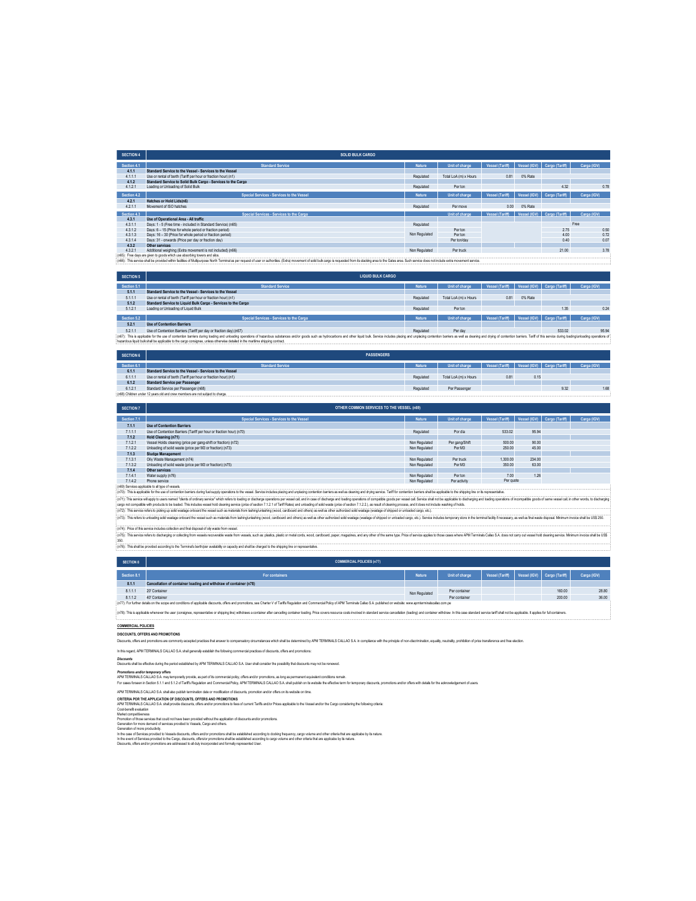| SECTION 4 | SOLID BULK CARGO | | | | | | |
|---|---|---|---|---|---|---|---|
| Section 4.1 | Standard Service | Nature | Unit of charge | Vessel (Tariff) | Vessel (IGV) | Cargo (Tariff) | Carga (IGV) |
| 4.1.1 | Standard Service to the Vessel - Services to the Vessel | | | | | | |
| 4.1.1.1 | Use or rental of berth (Tariff per hour or fraction hour) (n1) | Regulated | Total LoA (m) x Hours | 0.81 | 0% Rate | | |
| 4.1.2 | Standard Service to Solid Bulk Cargo - Services to the Cargo | | | | | | |
| 4.1.2.1 | Loading or Unloading of Solid Bulk | Regulated | Per ton | | | 4.32 | 0.78 |
| Section 4.2 | Special Services - Services to the Vessel | Nature | Unit of charge | Vessel (Tariff) | Vessel (IGV) | Cargo (Tariff) | Carga (IGV) |
| 4.2.1 | Hatches or Hold Lids(n6) | | | | | | |
| 4.2.1.1 | Movement of ISO hatches | Regulated | Per move | 0.00 | 0% Rate | | |
| Section 4.3 | Special Services - Services to the Cargo | | Unit of charge | Vessel (Tariff) | Vessel (IGV) | Cargo (Tariff) | Carga (IGV) |
| 4.3.1 | Use of Operational Area - All traffic | | | | | | |
| 4.3.1.1 | Days: 1 - 5 (Free time - included in Standard Service) (n65) | Regulated | | | | Free | |
| 4.3.1.2 | Days: 6 – 15 (Price for whole period or fraction period) | Non Regulated | Per ton | | | 2.75 | 0.50 |
| 4.3.1.3 | Days: 16 – 30 (Price for whole period or fraction period) | | Per ton | | | 4.00 | 0.72 |
| 4.3.1.4 | Days: 31 - onwards (Price per day or fraction day) | | Per ton/day | | | 0.40 | 0.07 |
| 4.3.2 | Other services | | | | | | |
| 4.3.2.1 | Additional weighing (Extra movement is not included) (n66) | Non Regulated | Per truck | | | 21.00 | 3.78 |

(n65): Free days are given to goods which use absorbing towers and silos.

(n66): This service shall be provided within facilities of Multipurpose North Terminal as per request of user or authorities. (Extra) movement of solid bulk cargo is requested from its stacking area to the Gates area. Such service does not include extra movement service.

| SECTION 5 | LIQUID BULK CARGO | | | | | | |
|---|---|---|---|---|---|---|---|
| Section 5.1 | Standard Service | Nature | Unit of charge | Vessel (Tariff) | Vessel (IGV) | Cargo (Tariff) | Carga (IGV) |
| 5.1.1 | Standard Service to the Vessel - Services to the Vessel | | | | | | |
| 5.1.1.1 | Use or rental of berth (Tariff per hour or fraction hour) (n1) | Regulated | Total LoA (m) x Hours | 0.81 | 0% Rate | | |
| 5.1.2 | Standard Service to Liquid Bulk Cargo - Services to the Cargo | | | | | | |
| 5.1.2.1 | Loading or Unloading of Liquid Bulk | Regulated | Per ton | | | 1.35 | 0.24 |
| Section 5.2 | Special Services - Services to the Cargo | Nature | Unit of charge | Vessel (Tariff) | Vessel (IGV) | Cargo (Tariff) | Carga (IGV) |
| 5.2.1 | Use of Contention Barriers | | | | | | |
| 5.2.1.1 | Use of Contention Barriers (Tariff per day or fraction day) (n67) | Regulated | Per day | | | 533.02 | 95.94 |

(n67): This is applicable for the use of contention barriers during loading and unloading operations of hazardous substances and/or goods such as hydrocarbons and other liquid bulk. Service includes placing and unplacing contention barriers as well as cleaning and drying of contention barriers. Tariff of this service during loading/unloading operations of hazardous liquid bulk shall be applicable to the cargo consignee, unless otherwise detailed in the maritime shipping contract.

| SECTION 6 | PASSENGERS | | | | | | |
|---|---|---|---|---|---|---|---|
| Section 6.1 | Standard Service | Nature | Unit of charge | Vessel (Tariff) | Vessel (IGV) | Cargo (Tariff) | Carga (IGV) |
| 6.1.1 | Standard Service to the Vessel - Services to the Vessel | | | | | | |
| 6.1.1.1 | Use or rental of berth (Tariff per hour or fraction hour) (n1) | Regulated | Total LoA (m) x Hours | 0.81 | 0.15 | | |
| 6.1.2 | Standard Service per Passenger | | | | | | |
| 6.1.2.1 | Standard Service per Passenger (n68) | Regulated | Per Passenger | | | 9.32 | 1.68 |

(n68) Children under 12 years old and crew members are not subject to charge.

| SECTION 7 | OTHER COMMON SERVICES TO THE VESSEL (n69) | | | | | | |
|---|---|---|---|---|---|---|---|
| Section 7.1 | Special Services - Services to the Vessel | Nature | Unit of charge | Vessel (Tariff) | Vessel (IGV) | Cargo (Tariff) | Carga (IGV) |
| 7.1.1 | Use of Contention Barriers | | | | | | |
| 7.1.1.1 | Use of Contention Barriers (Tariff per hour or fraction hour) (n70) | Regulated | Por día | 533.02 | 95.94 | | |
| 7.1.2 | Hold Cleaning (n71) | | | | | | |
| 7.1.2.1 | Vessel Holds cleaning (price per gang-shift or fraction) (n72) | Non Regulated | Per gang/Shift | 500.00 | 90.00 | | |
| 7.1.2.2 | Unloading of solid waste (price per M3 or fraction) (n73) | Non Regulated | Per M3 | 250.00 | 45.00 | | |
| 7.1.3 | Sludge Management | | | | | | |
| 7.1.3.1 | Oily Waste Management (n74) | Non Regulated | Per truck | 1,300.00 | 234.00 | | |
| 7.1.3.2 | Unloading of solid waste (price per M3 or fraction) (n75) | Non Regulated | Per M3 | 350.00 | 63.00 | | |
| 7.1.4 | Other services | | | | | | |
| 7.1.4.1 | Water supply (n76) | Non Regulated | Per ton | 7.00 | 1.26 | | |
| 7.1.4.2 | Phone service | Non Regulated | Per activity | Per quote | | | |

(n69) Services applicable to all type of vessels.

(n70): This is applicable for the use of contention barriers during fuel supply operations to the vessel. Service includes placing and unplacing contention barriers as well as cleaning and drying service. Tariff for contention barriers shall be applicable to the shipping line or its representative.

(n71): This service will apply to users named "clients of ordinary service" which refers to loading or discharge operations per vessel call, and in case of discharge and loading operations of compatible goods per vessel call. Service shall not be applicable to discharging and loading operations of incompatible goods of same vessel call, in other words, to discharging cargo not compatible with products to be loaded. This includes vessel hold cleaning service (price of section 7.1.2.1 of Tariff Rates) and unloading of solid waste (price of section 7.1.2.2.), as result of cleaning process, and it does not include washing of holds.

(n72): This service refers to picking up solid residues onboard the vessel such as materials from lashing/unlashing (wood, cardboard and others) as well as other authorized solid residues (residues of shipped or unloaded cargo, etc.).

(n73): This refers to unloading solid residues onboard the vessel such as materials from lashing/unlashing (wood, cardboard and others) as well as other authorized solid residues (residues of shipped or unloaded cargo, etc.). Service includes temporary store in the terminal facility if necessary, as well as final waste disposal. Minimum invoice shall be US$ 250.

(n74): Price of this service includes collection and final disposal of oily waste from vessel.

(n75): This service refers to discharging or collecting from vessels recoverable waste from vessels, such as: plastics, plastic or metal cords, wood, cardboard, paper, magazines, and any other of the same type. Price of service applies to those cases where APM Terminals Callao S.A. does not carry out vessel hold cleaning service. Minimum invoice shall be US$ 350.

(n76): This shall be provided according to the Terminal's berth/pier availability or capacity and shall be charged to the shipping line or representative.

| SECTION 8 | COMMERCIAL POLICIES (n77) | | | | | | |
|---|---|---|---|---|---|---|---|
| Section 8.1 | For containers | Nature | Unit of charge | Vessel (Tariff) | Vessel (IGV) | Cargo (Tariff) | Carga (IGV) |
| 8.1.1 | Cancellation of container loading and withdraw of container (n78) | | | | | | |
| 8.1.1.1 | 20' Container | Non Regulated | Per container | | | 160.00 | 28.80 |
| 8.1.1.2 | 40' Container | | Per container | | | 200.00 | 36.00 |

(n77): For further details on the scope and conditions of applicable discounts, offers and promotions, see Charter V of Tariffs Regulation and Commercial Policy of APM Terminals Callao S.A. published on website: www.apmterminalscallao.com.pe

(n78): This is applicable whenever the user (consignee, representative or shipping line) withdraws a container after cancelling container loading. Price covers resource costs involved in standard service cancellation (loading) and container withdraw. In this case standard service tariff shall not be applicable. It applies for full containers.

**COMMERCIAL POLICIES**

**DISCOUNTS, OFFERS AND PROMOTIONS**

Discounts, offers and promotions are commonly accepted practices that answer to compensatory circumstances which shall be determined by APM TERMINALS CALLAO S.A. in compliance with the principle of non-discrimination, equality, neutrality, prohibition of price transference and free election.

In this regard, APM TERMINALS CALLAO S.A. shall generally establish the following commercial practices of discounts, offers and promotions:

***Discounts***

Discounts shall be effective during the period established by APM TERMINALS CALLAO S.A. User shall consider the possibility that discounts may not be renewed.

***Promotions and/or temporary offers***

APM TERMINALS CALLAO S.A. may temporarily provide, as part of its commercial policy, offers and/or promotions, as long as permanent equivalent conditions remain.

For cases foreseen in Section 5.1.1 and 5.1.2 of Tariff's Regulation and Commercial Policy, APM TERMINALS CALLAO S.A. shall publish on its website the effective term for temporary discounts, promotions and/or offers with details for the acknowledgement of users.

APM TERMINALS CALLAO S.A. shall also publish termination date or modification of discounts, promotion and/or offers on its website on time.

**CRITERIA FOR THE APPLICATION OF DISCOUNTS, OFFERS AND PROMOTIONS**

APM TERMINALS CALLAO S.A. shall provide discounts, offers and/or promotions to fees of current Tariffs and/or Prices applicable to the Vessel and/or the Cargo considering the following criteria:

Cost-benefit evaluation
Market competitiveness
Promotion of those services that could not have been provided without the application of discounts and/or promotions.
Generation for more demand of services provided to Vessels, Cargo and others.
Generation of more productivity.
In the case of Services provided to Vessels discounts, offers and/or promotions shall be established according to docking frequency, cargo volume and other criteria that are applicable by its nature.
In the event of Services provided to the Cargo, discounts, offers/or promotions shall be established according to cargo volume and other criteria that are applicable by its nature.
Discounts, offers and/or promotions are addressed to all duly incorporated and formally represented User.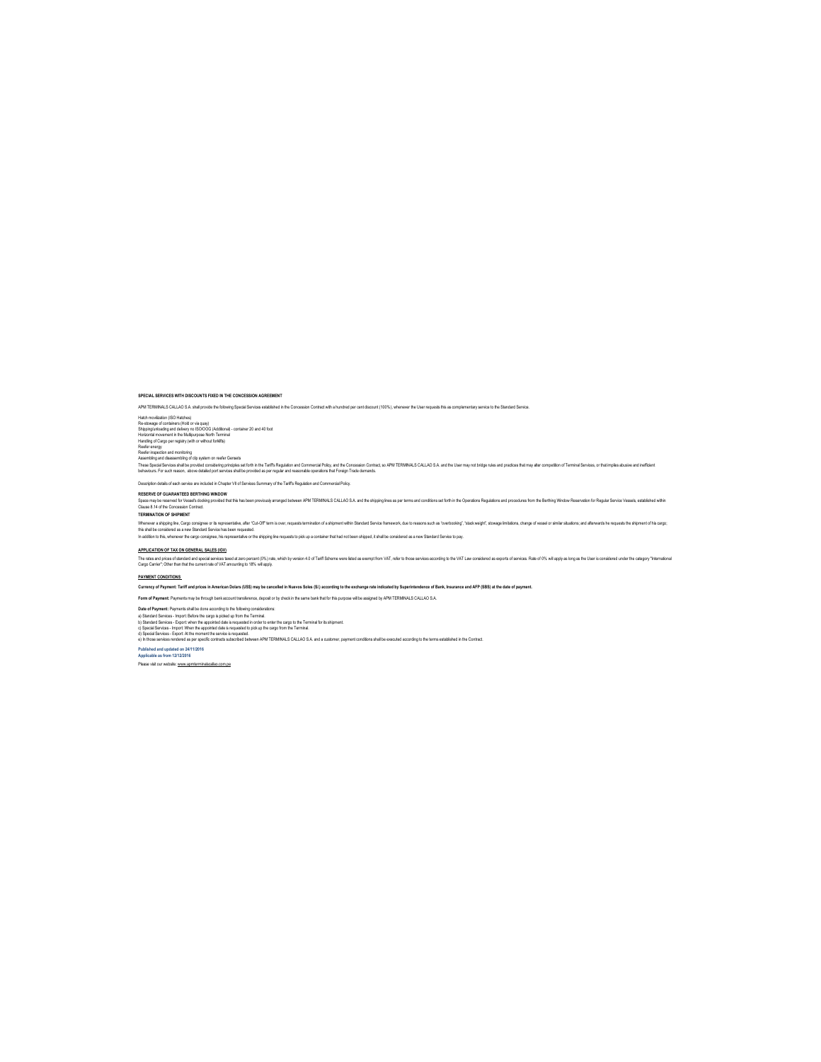**SPECIAL SERVICES WITH DISCOUNTS FIXED IN THE CONCESSION AGREEMENT**

APM TERMINALS CALLAO S.A. shall provide the following Special Services established in the Concession Contract with a hundred per cent discount (100%), whenever the User requests this as complementary service to the Standard Service.

Hatch movilization (ISO Hatches)
Re-stowage of containers (Hold or via quay)
Shipping/unloading and delivery no ISO/OOG (Additional) - container 20 and 40 foot
Horizontal movement in the Multipurpose North Terminal
Handling of Cargo per registry (with or without forklifts)
Reefer energy
Reefer inspection and monitoring
Assembling and disassembling of clip system on reefer Gensets

These Special Services shall be provided considering principles set forth in the Tariff's Regulation and Commercial Policy, and the Concession Contract, so APM TERMINALS CALLAO S.A. and the User may not bridge rules and practices that may alter competition of Terminal Services, or that implies abusive and inefficient behaviours. For such reason, above detailed port services shall be provided as per regular and reasonable operations that Foreign Trade demands.

Description details of each service are included in Chapter VII of Services Summary of the Tariff's Regulation and Commercial Policy.

**RESERVE OF GUARANTEED BERTHING WINDOW**

Space may be reserved for Vessel's docking provided that this has been previously arranged between APM TERMINALS CALLAO S.A. and the shipping lines as per terms and conditions set forth in the Operations Regulations and procedures from the Berthing Window Reservation for Regular Service Vessels, established within Clause 8.14 of the Concession Contract.

**TERMINATION OF SHIPMENT**

Whenever a shipping line, Cargo consignee or its representative, after "Cut-Off" term is over, requests termination of a shipment within Standard Service framework, due to reasons such as "overbooking", "stack weight", stowage limitations, change of vessel or similar situations; and afterwards he requests the shipment of his cargo; this shall be considered as a new Standard Service has been requested.

In addition to this, whenever the cargo consignee, his representative or the shipping line requests to pick up a container that had not been shipped, it shall be considered as a new Standard Service to pay.

**APPLICATION OF TAX ON GENERAL SALES (IGV)**

The rates and prices of standard and special services taxed at zero percent (0%) rate, which by version 4.0 of Tariff Scheme were listed as exempt from VAT, refer to those services according to the VAT Law considered as exports of services. Rate of 0% will apply as long as the User is considered under the category "International Cargo Carrier"; Other than that the current rate of VAT amounting to 18% will apply.

**PAYMENT CONDITIONS**

**Currency of Payment: Tariff and prices in American Dolars (US$) may be cancelled in Nuevos Soles (S/.) according to the exchange rate indicated by Superintendence of Bank, Insurance and AFP (SBS) at the date of payment.**

**Form of Payment:** Payments may be through bank account transference, deposit or by check in the same bank that for this purpose will be assigned by APM TERMINALS CALLAO S.A.

**Date of Payment:** Payments shall be done according to the following considerations:

a) Standard Services - Import: Before the cargo is picked up from the Terminal.
b) Standard Services - Export: when the appointed date is requested in order to enter the cargo to the Terminal for its shipment.
c) Special Services - Import: When the appointed date is requested to pick up the cargo from the Terminal.
d) Special Services - Export: At the moment the service is requested .
e) In those services rendered as per specific contracts subscribed between APM TERMINALS CALLAO S.A. and a customer, payment conditions shall be executed according to the terms established in the Contract.

**Published and updated on 24/11/2016**
**Applicable as from 12/12/2016**

Please visit our website: www.apmterminalscallao.com.pe